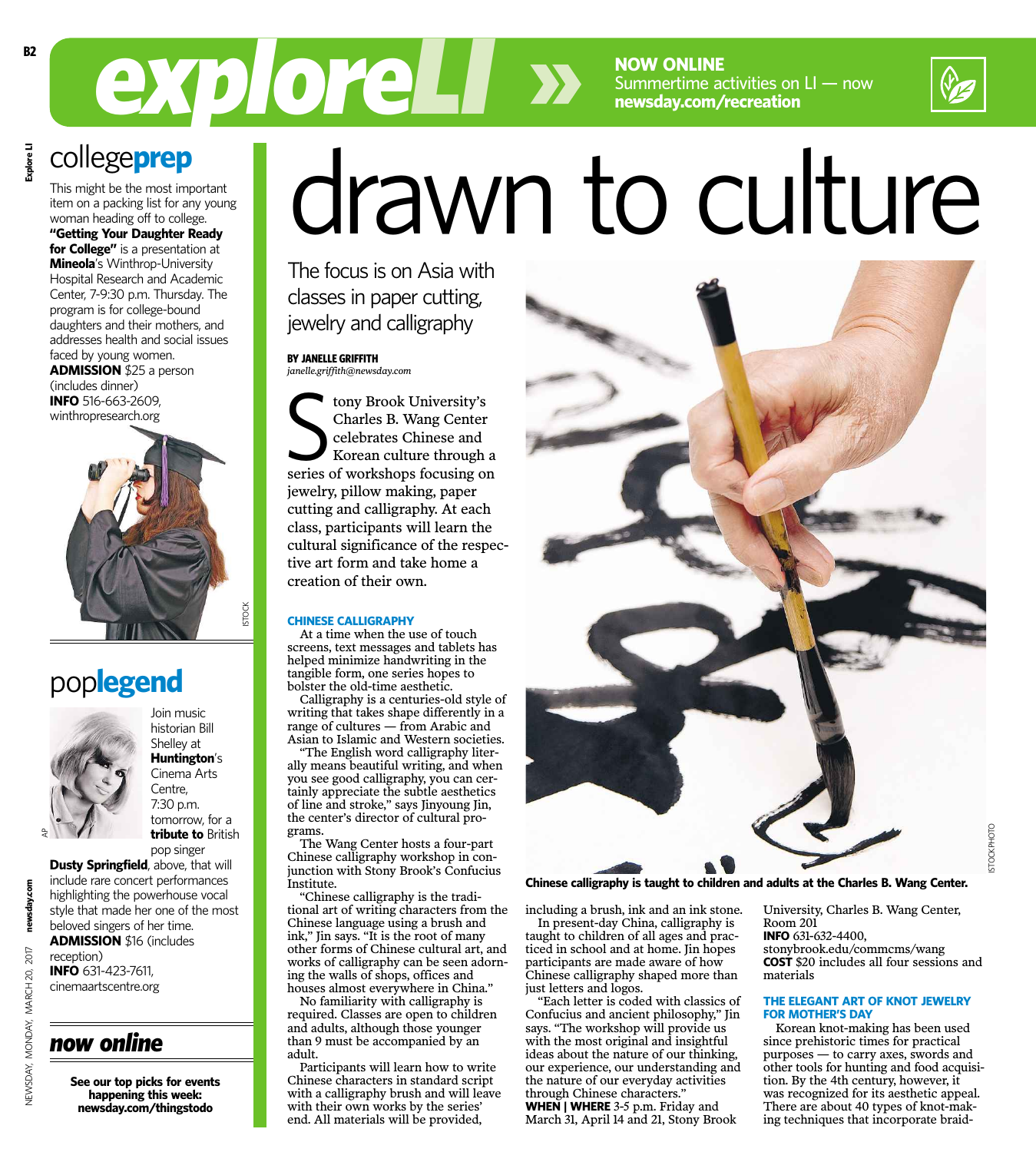# exploreLI

**NOW ONLINE**
Summertime activities on LI — now
**newsday.com/recreation**

## college**prep**

This might be the most important item on a packing list for any young woman heading off to college. **"Getting Your Daughter Ready for College"** is a presentation at **Mineola**'s Winthrop-University Hospital Research and Academic Center, 7-9:30 p.m. Thursday. The program is for college-bound daughters and their mothers, and addresses health and social issues faced by young women.
**ADMISSION** $25 a person (includes dinner)
**INFO** 516-663-2609, winthropresearch.org

ISTOCK

## pop**legend**

Join music historian Bill Shelley at **Huntington**'s Cinema Arts Centre, 7:30 p.m. tomorrow, for a **tribute to** British pop singer **Dusty Springfield**, above, that will include rare concert performances highlighting the powerhouse vocal style that made her one of the most beloved singers of her time.
**ADMISSION** $16 (includes reception)
**INFO** 631-423-7611, cinemaartscentre.org

AP

## *now online*

**See our top picks for events happening this week: newsday.com/thingstodo**

# drawn to culture

## The focus is on Asia with classes in paper cutting, jewelry and calligraphy

**BY JANELLE GRIFFITH**
*janelle.griffith@newsday.com*

Stony Brook University's Charles B. Wang Center celebrates Chinese and Korean culture through a series of workshops focusing on jewelry, pillow making, paper cutting and calligraphy. At each class, participants will learn the cultural significance of the respective art form and take home a creation of their own.

### CHINESE CALLIGRAPHY

At a time when the use of touch screens, text messages and tablets has helped minimize handwriting in the tangible form, one series hopes to bolster the old-time aesthetic.

Calligraphy is a centuries-old style of writing that takes shape differently in a range of cultures — from Arabic and Asian to Islamic and Western societies.

"The English word calligraphy literally means beautiful writing, and when you see good calligraphy, you can certainly appreciate the subtle aesthetics of line and stroke," says Jinyoung Jin, the center's director of cultural programs.

The Wang Center hosts a four-part Chinese calligraphy workshop in conjunction with Stony Brook's Confucius Institute.

"Chinese calligraphy is the traditional art of writing characters from the Chinese language using a brush and ink," Jin says. "It is the root of many other forms of Chinese cultural art, and works of calligraphy can be seen adorning the walls of shops, offices and houses almost everywhere in China."

No familiarity with calligraphy is required. Classes are open to children and adults, although those younger than 9 must be accompanied by an adult.

Participants will learn how to write Chinese characters in standard script with a calligraphy brush and will leave with their own works by the series' end. All materials will be provided, including a brush, ink and an ink stone.

In present-day China, calligraphy is taught to children of all ages and practiced in school and at home. Jin hopes participants are made aware of how Chinese calligraphy shaped more than just letters and logos.

"Each letter is coded with classics of Confucius and ancient philosophy," Jin says. "The workshop will provide us with the most original and insightful ideas about the nature of our thinking, our experience, our understanding and the nature of our everyday activities through Chinese characters."

**WHEN | WHERE** 3-5 p.m. Friday and March 31, April 14 and 21, Stony Brook University, Charles B. Wang Center, Room 201
**INFO** 631-632-4400, stonybrook.edu/commcms/wang
**COST** $20 includes all four sessions and materials

ISTOCKPHOTO

**Chinese calligraphy is taught to children and adults at the Charles B. Wang Center.**

### THE ELEGANT ART OF KNOT JEWELRY FOR MOTHER'S DAY

Korean knot-making has been used since prehistoric times for practical purposes — to carry axes, swords and other tools for hunting and food acquisition. By the 4th century, however, it was recognized for its aesthetic appeal. There are about 40 types of knot-making techniques that incorporate braid-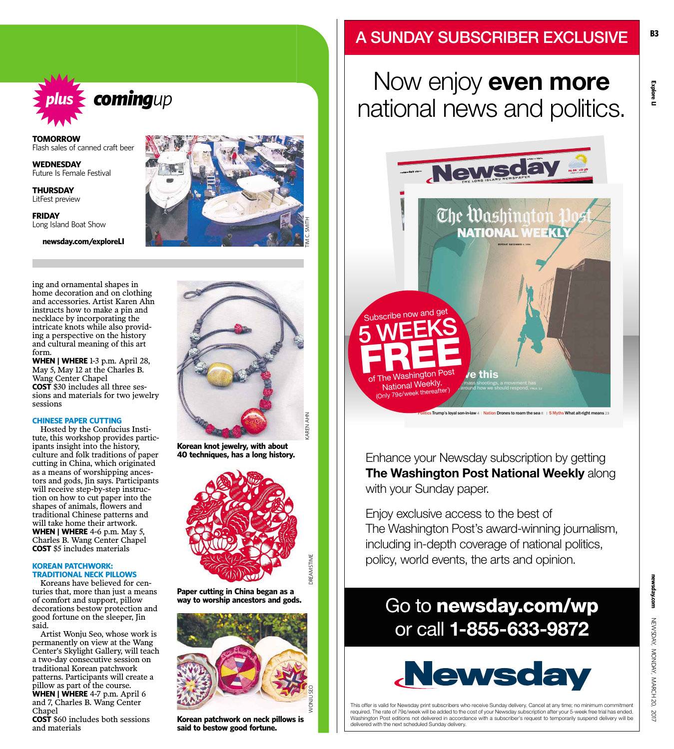## plus comingup

**TOMORROW**
Flash sales of canned craft beer

**WEDNESDAY**
Future Is Female Festival

**THURSDAY**
LitFest preview

**FRIDAY**
Long Island Boat Show

**newsday.com/exploreLI**

TIM C. SMITH

ing and ornamental shapes in home decoration and on clothing and accessories. Artist Karen Ahn instructs how to make a pin and necklace by incorporating the intricate knots while also providing a perspective on the history and cultural meaning of this art form.
**WHEN | WHERE** 1-3 p.m. April 28, May 5, May 12 at the Charles B. Wang Center Chapel
**COST** $30 includes all three sessions and materials for two jewelry sessions

### CHINESE PAPER CUTTING

Hosted by the Confucius Institute, this workshop provides participants insight into the history, culture and folk traditions of paper cutting in China, which originated as a means of worshipping ancestors and gods, Jin says. Participants will receive step-by-step instruction on how to cut paper into the shapes of animals, flowers and traditional Chinese patterns and will take home their artwork.
**WHEN | WHERE** 4-6 p.m. May 5, Charles B. Wang Center Chapel
**COST** $5 includes materials

### KOREAN PATCHWORK: TRADITIONAL NECK PILLOWS

Koreans have believed for centuries that, more than just a means of comfort and support, pillow decorations bestow protection and good fortune on the sleeper, Jin said.

Artist Wonju Seo, whose work is permanently on view at the Wang Center's Skylight Gallery, will teach a two-day consecutive session on traditional Korean patchwork patterns. Participants will create a pillow as part of the course.
**WHEN | WHERE** 4-7 p.m. April 6 and 7, Charles B. Wang Center Chapel
**COST** $60 includes both sessions and materials

KAREN AHN

**Korean knot jewelry, with about 40 techniques, has a long history.**

DREAMSTIME

**Paper cutting in China began as a way to worship ancestors and gods.**

WONJU SEO

**Korean patchwork on neck pillows is said to bestow good fortune.**

## A SUNDAY SUBSCRIBER EXCLUSIVE

# Now enjoy **even more** national news and politics.

Subscribe now and get 5 WEEKS FREE of The Washington Post National Weekly. (Only 79¢/week thereafter)

Enhance your Newsday subscription by getting **The Washington Post National Weekly** along with your Sunday paper.

Enjoy exclusive access to the best of The Washington Post's award-winning journalism, including in-depth coverage of national politics, policy, world events, the arts and opinion.

Go to **newsday.com/wp** or call **1-855-633-9872**

**Newsday**

This offer is valid for Newsday print subscribers who receive Sunday delivery. Cancel at any time; no minimum commitment required. The rate of 79¢/week will be added to the cost of your Newsday subscription after your 5-week free trial has ended. Washington Post editions not delivered in accordance with a subscriber's request to temporarily suspend delivery will be delivered with the next scheduled Sunday delivery.